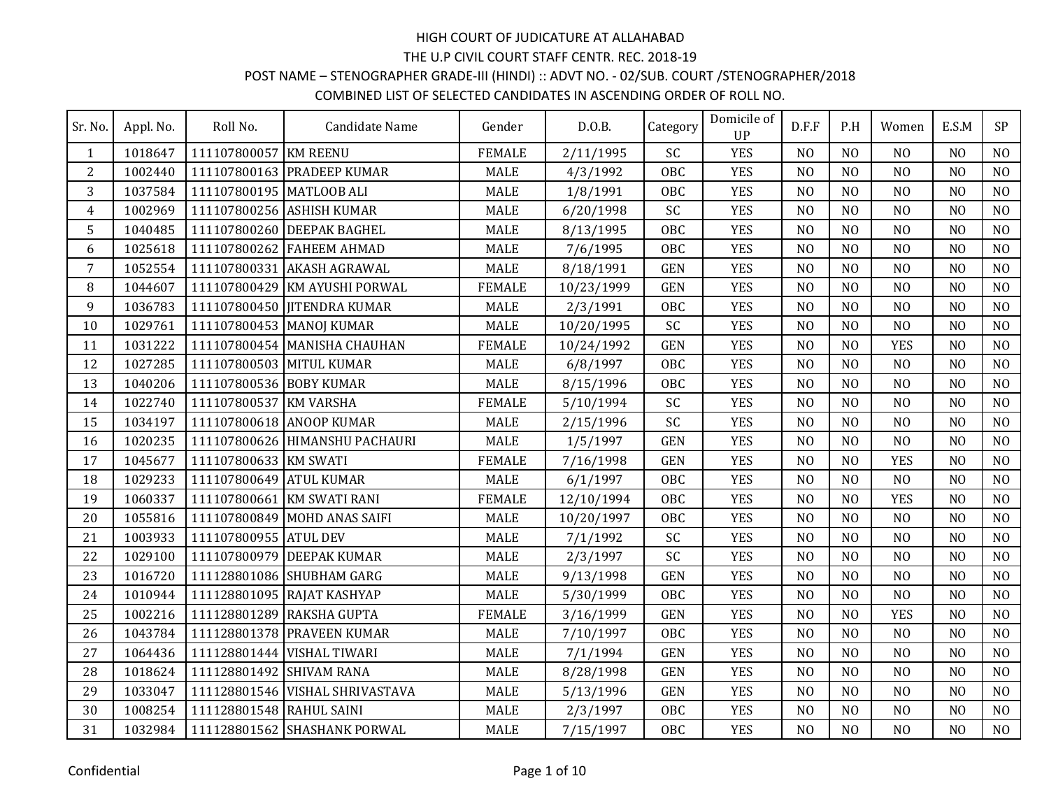HIGH COURT OF JUDICATURE AT ALLAHABAD

THE U.P CIVIL COURT STAFF CENTR. REC. 2018-19

POST NAME – STENOGRAPHER GRADE-III (HINDI) :: ADVT NO. - 02/SUB. COURT /STENOGRAPHER/2018

COMBINED LIST OF SELECTED CANDIDATES IN ASCENDING ORDER OF ROLL NO.

| Sr. No. | Appl. No. | Roll No. | Candidate Name | Gender | D.O.B. | Category | Domicile of UP | D.F.F | P.H | Women | E.S.M | SP |
|---|---|---|---|---|---|---|---|---|---|---|---|---|
| 1 | 1018647 | 111107800057 | KM REENU | FEMALE | 2/11/1995 | SC | YES | NO | NO | NO | NO | NO |
| 2 | 1002440 | 111107800163 | PRADEEP KUMAR | MALE | 4/3/1992 | OBC | YES | NO | NO | NO | NO | NO |
| 3 | 1037584 | 111107800195 | MATLOOB ALI | MALE | 1/8/1991 | OBC | YES | NO | NO | NO | NO | NO |
| 4 | 1002969 | 111107800256 | ASHISH KUMAR | MALE | 6/20/1998 | SC | YES | NO | NO | NO | NO | NO |
| 5 | 1040485 | 111107800260 | DEEPAK BAGHEL | MALE | 8/13/1995 | OBC | YES | NO | NO | NO | NO | NO |
| 6 | 1025618 | 111107800262 | FAHEEM AHMAD | MALE | 7/6/1995 | OBC | YES | NO | NO | NO | NO | NO |
| 7 | 1052554 | 111107800331 | AKASH AGRAWAL | MALE | 8/18/1991 | GEN | YES | NO | NO | NO | NO | NO |
| 8 | 1044607 | 111107800429 | KM AYUSHI PORWAL | FEMALE | 10/23/1999 | GEN | YES | NO | NO | NO | NO | NO |
| 9 | 1036783 | 111107800450 | JITENDRA KUMAR | MALE | 2/3/1991 | OBC | YES | NO | NO | NO | NO | NO |
| 10 | 1029761 | 111107800453 | MANOJ KUMAR | MALE | 10/20/1995 | SC | YES | NO | NO | NO | NO | NO |
| 11 | 1031222 | 111107800454 | MANISHA CHAUHAN | FEMALE | 10/24/1992 | GEN | YES | NO | NO | YES | NO | NO |
| 12 | 1027285 | 111107800503 | MITUL KUMAR | MALE | 6/8/1997 | OBC | YES | NO | NO | NO | NO | NO |
| 13 | 1040206 | 111107800536 | BOBY KUMAR | MALE | 8/15/1996 | OBC | YES | NO | NO | NO | NO | NO |
| 14 | 1022740 | 111107800537 | KM VARSHA | FEMALE | 5/10/1994 | SC | YES | NO | NO | NO | NO | NO |
| 15 | 1034197 | 111107800618 | ANOOP KUMAR | MALE | 2/15/1996 | SC | YES | NO | NO | NO | NO | NO |
| 16 | 1020235 | 111107800626 | HIMANSHU PACHAURI | MALE | 1/5/1997 | GEN | YES | NO | NO | NO | NO | NO |
| 17 | 1045677 | 111107800633 | KM SWATI | FEMALE | 7/16/1998 | GEN | YES | NO | NO | YES | NO | NO |
| 18 | 1029233 | 111107800649 | ATUL KUMAR | MALE | 6/1/1997 | OBC | YES | NO | NO | NO | NO | NO |
| 19 | 1060337 | 111107800661 | KM SWATI RANI | FEMALE | 12/10/1994 | OBC | YES | NO | NO | YES | NO | NO |
| 20 | 1055816 | 111107800849 | MOHD ANAS SAIFI | MALE | 10/20/1997 | OBC | YES | NO | NO | NO | NO | NO |
| 21 | 1003933 | 111107800955 | ATUL DEV | MALE | 7/1/1992 | SC | YES | NO | NO | NO | NO | NO |
| 22 | 1029100 | 111107800979 | DEEPAK KUMAR | MALE | 2/3/1997 | SC | YES | NO | NO | NO | NO | NO |
| 23 | 1016720 | 111128801086 | SHUBHAM GARG | MALE | 9/13/1998 | GEN | YES | NO | NO | NO | NO | NO |
| 24 | 1010944 | 111128801095 | RAJAT KASHYAP | MALE | 5/30/1999 | OBC | YES | NO | NO | NO | NO | NO |
| 25 | 1002216 | 111128801289 | RAKSHA GUPTA | FEMALE | 3/16/1999 | GEN | YES | NO | NO | YES | NO | NO |
| 26 | 1043784 | 111128801378 | PRAVEEN KUMAR | MALE | 7/10/1997 | OBC | YES | NO | NO | NO | NO | NO |
| 27 | 1064436 | 111128801444 | VISHAL TIWARI | MALE | 7/1/1994 | GEN | YES | NO | NO | NO | NO | NO |
| 28 | 1018624 | 111128801492 | SHIVAM RANA | MALE | 8/28/1998 | GEN | YES | NO | NO | NO | NO | NO |
| 29 | 1033047 | 111128801546 | VISHAL SHRIVASTAVA | MALE | 5/13/1996 | GEN | YES | NO | NO | NO | NO | NO |
| 30 | 1008254 | 111128801548 | RAHUL SAINI | MALE | 2/3/1997 | OBC | YES | NO | NO | NO | NO | NO |
| 31 | 1032984 | 111128801562 | SHASHANK PORWAL | MALE | 7/15/1997 | OBC | YES | NO | NO | NO | NO | NO |

Confidential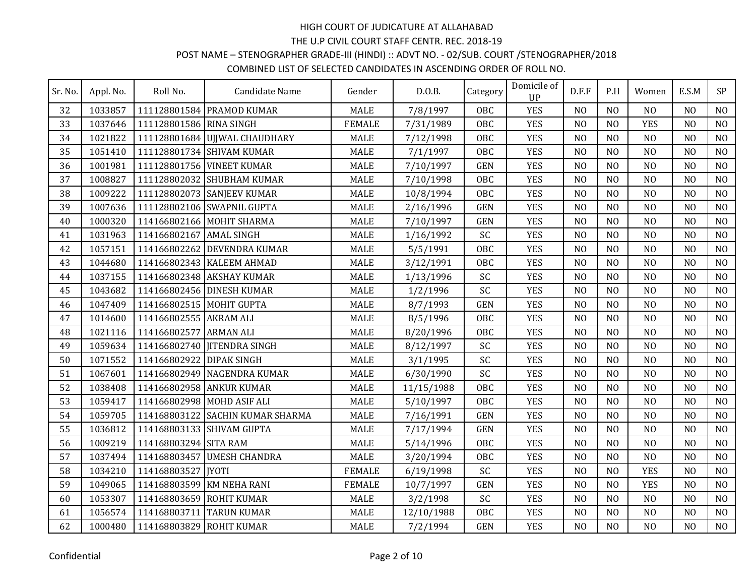HIGH COURT OF JUDICATURE AT ALLAHABAD

THE U.P CIVIL COURT STAFF CENTR. REC. 2018-19

POST NAME – STENOGRAPHER GRADE-III (HINDI) :: ADVT NO. - 02/SUB. COURT /STENOGRAPHER/2018

COMBINED LIST OF SELECTED CANDIDATES IN ASCENDING ORDER OF ROLL NO.

| Sr. No. | Appl. No. | Roll No. | Candidate Name | Gender | D.O.B. | Category | Domicile of UP | D.F.F | P.H | Women | E.S.M | SP |
|---|---|---|---|---|---|---|---|---|---|---|---|---|
| 32 | 1033857 | 111128801584 | PRAMOD KUMAR | MALE | 7/8/1997 | OBC | YES | NO | NO | NO | NO | NO |
| 33 | 1037646 | 111128801586 | RINA SINGH | FEMALE | 7/31/1989 | OBC | YES | NO | NO | YES | NO | NO |
| 34 | 1021822 | 111128801684 | UJJWAL CHAUDHARY | MALE | 7/12/1998 | OBC | YES | NO | NO | NO | NO | NO |
| 35 | 1051410 | 111128801734 | SHIVAM KUMAR | MALE | 7/1/1997 | OBC | YES | NO | NO | NO | NO | NO |
| 36 | 1001981 | 111128801756 | VINEET KUMAR | MALE | 7/10/1997 | GEN | YES | NO | NO | NO | NO | NO |
| 37 | 1008827 | 111128802032 | SHUBHAM KUMAR | MALE | 7/10/1998 | OBC | YES | NO | NO | NO | NO | NO |
| 38 | 1009222 | 111128802073 | SANJEEV KUMAR | MALE | 10/8/1994 | OBC | YES | NO | NO | NO | NO | NO |
| 39 | 1007636 | 111128802106 | SWAPNIL GUPTA | MALE | 2/16/1996 | GEN | YES | NO | NO | NO | NO | NO |
| 40 | 1000320 | 114166802166 | MOHIT SHARMA | MALE | 7/10/1997 | GEN | YES | NO | NO | NO | NO | NO |
| 41 | 1031963 | 114166802167 | AMAL SINGH | MALE | 1/16/1992 | SC | YES | NO | NO | NO | NO | NO |
| 42 | 1057151 | 114166802262 | DEVENDRA KUMAR | MALE | 5/5/1991 | OBC | YES | NO | NO | NO | NO | NO |
| 43 | 1044680 | 114166802343 | KALEEM AHMAD | MALE | 3/12/1991 | OBC | YES | NO | NO | NO | NO | NO |
| 44 | 1037155 | 114166802348 | AKSHAY KUMAR | MALE | 1/13/1996 | SC | YES | NO | NO | NO | NO | NO |
| 45 | 1043682 | 114166802456 | DINESH KUMAR | MALE | 1/2/1996 | SC | YES | NO | NO | NO | NO | NO |
| 46 | 1047409 | 114166802515 | MOHIT GUPTA | MALE | 8/7/1993 | GEN | YES | NO | NO | NO | NO | NO |
| 47 | 1014600 | 114166802555 | AKRAM ALI | MALE | 8/5/1996 | OBC | YES | NO | NO | NO | NO | NO |
| 48 | 1021116 | 114166802577 | ARMAN ALI | MALE | 8/20/1996 | OBC | YES | NO | NO | NO | NO | NO |
| 49 | 1059634 | 114166802740 | JITENDRA SINGH | MALE | 8/12/1997 | SC | YES | NO | NO | NO | NO | NO |
| 50 | 1071552 | 114166802922 | DIPAK SINGH | MALE | 3/1/1995 | SC | YES | NO | NO | NO | NO | NO |
| 51 | 1067601 | 114166802949 | NAGENDRA KUMAR | MALE | 6/30/1990 | SC | YES | NO | NO | NO | NO | NO |
| 52 | 1038408 | 114166802958 | ANKUR KUMAR | MALE | 11/15/1988 | OBC | YES | NO | NO | NO | NO | NO |
| 53 | 1059417 | 114166802998 | MOHD ASIF ALI | MALE | 5/10/1997 | OBC | YES | NO | NO | NO | NO | NO |
| 54 | 1059705 | 114168803122 | SACHIN KUMAR SHARMA | MALE | 7/16/1991 | GEN | YES | NO | NO | NO | NO | NO |
| 55 | 1036812 | 114168803133 | SHIVAM GUPTA | MALE | 7/17/1994 | GEN | YES | NO | NO | NO | NO | NO |
| 56 | 1009219 | 114168803294 | SITA RAM | MALE | 5/14/1996 | OBC | YES | NO | NO | NO | NO | NO |
| 57 | 1037494 | 114168803457 | UMESH CHANDRA | MALE | 3/20/1994 | OBC | YES | NO | NO | NO | NO | NO |
| 58 | 1034210 | 114168803527 | JYOTI | FEMALE | 6/19/1998 | SC | YES | NO | NO | YES | NO | NO |
| 59 | 1049065 | 114168803599 | KM NEHA RANI | FEMALE | 10/7/1997 | GEN | YES | NO | NO | YES | NO | NO |
| 60 | 1053307 | 114168803659 | ROHIT KUMAR | MALE | 3/2/1998 | SC | YES | NO | NO | NO | NO | NO |
| 61 | 1056574 | 114168803711 | TARUN KUMAR | MALE | 12/10/1988 | OBC | YES | NO | NO | NO | NO | NO |
| 62 | 1000480 | 114168803829 | ROHIT KUMAR | MALE | 7/2/1994 | GEN | YES | NO | NO | NO | NO | NO |

Confidential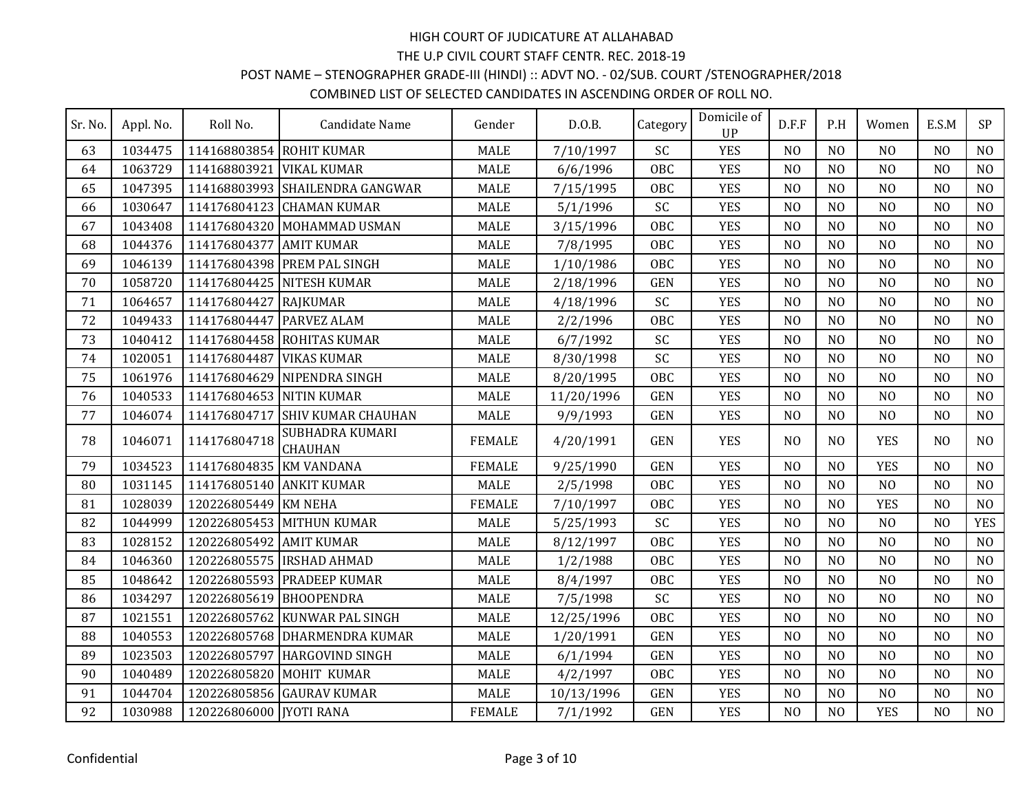HIGH COURT OF JUDICATURE AT ALLAHABAD

THE U.P CIVIL COURT STAFF CENTR. REC. 2018-19

POST NAME – STENOGRAPHER GRADE-III (HINDI) :: ADVT NO. - 02/SUB. COURT /STENOGRAPHER/2018

COMBINED LIST OF SELECTED CANDIDATES IN ASCENDING ORDER OF ROLL NO.

| Sr. No. | Appl. No. | Roll No. | Candidate Name | Gender | D.O.B. | Category | Domicile of UP | D.F.F | P.H | Women | E.S.M | SP |
|---|---|---|---|---|---|---|---|---|---|---|---|---|
| 63 | 1034475 | 114168803854 | ROHIT KUMAR | MALE | 7/10/1997 | SC | YES | NO | NO | NO | NO | NO |
| 64 | 1063729 | 114168803921 | VIKAL KUMAR | MALE | 6/6/1996 | OBC | YES | NO | NO | NO | NO | NO |
| 65 | 1047395 | 114168803993 | SHAILENDRA GANGWAR | MALE | 7/15/1995 | OBC | YES | NO | NO | NO | NO | NO |
| 66 | 1030647 | 114176804123 | CHAMAN KUMAR | MALE | 5/1/1996 | SC | YES | NO | NO | NO | NO | NO |
| 67 | 1043408 | 114176804320 | MOHAMMAD USMAN | MALE | 3/15/1996 | OBC | YES | NO | NO | NO | NO | NO |
| 68 | 1044376 | 114176804377 | AMIT KUMAR | MALE | 7/8/1995 | OBC | YES | NO | NO | NO | NO | NO |
| 69 | 1046139 | 114176804398 | PREM PAL SINGH | MALE | 1/10/1986 | OBC | YES | NO | NO | NO | NO | NO |
| 70 | 1058720 | 114176804425 | NITESH KUMAR | MALE | 2/18/1996 | GEN | YES | NO | NO | NO | NO | NO |
| 71 | 1064657 | 114176804427 | RAJKUMAR | MALE | 4/18/1996 | SC | YES | NO | NO | NO | NO | NO |
| 72 | 1049433 | 114176804447 | PARVEZ ALAM | MALE | 2/2/1996 | OBC | YES | NO | NO | NO | NO | NO |
| 73 | 1040412 | 114176804458 | ROHITAS KUMAR | MALE | 6/7/1992 | SC | YES | NO | NO | NO | NO | NO |
| 74 | 1020051 | 114176804487 | VIKAS KUMAR | MALE | 8/30/1998 | SC | YES | NO | NO | NO | NO | NO |
| 75 | 1061976 | 114176804629 | NIPENDRA SINGH | MALE | 8/20/1995 | OBC | YES | NO | NO | NO | NO | NO |
| 76 | 1040533 | 114176804653 | NITIN KUMAR | MALE | 11/20/1996 | GEN | YES | NO | NO | NO | NO | NO |
| 77 | 1046074 | 114176804717 | SHIV KUMAR CHAUHAN | MALE | 9/9/1993 | GEN | YES | NO | NO | NO | NO | NO |
| 78 | 1046071 | 114176804718 | SUBHADRA KUMARI CHAUHAN | FEMALE | 4/20/1991 | GEN | YES | NO | NO | YES | NO | NO |
| 79 | 1034523 | 114176804835 | KM VANDANA | FEMALE | 9/25/1990 | GEN | YES | NO | NO | YES | NO | NO |
| 80 | 1031145 | 114176805140 | ANKIT KUMAR | MALE | 2/5/1998 | OBC | YES | NO | NO | NO | NO | NO |
| 81 | 1028039 | 120226805449 | KM NEHA | FEMALE | 7/10/1997 | OBC | YES | NO | NO | YES | NO | NO |
| 82 | 1044999 | 120226805453 | MITHUN KUMAR | MALE | 5/25/1993 | SC | YES | NO | NO | NO | NO | YES |
| 83 | 1028152 | 120226805492 | AMIT KUMAR | MALE | 8/12/1997 | OBC | YES | NO | NO | NO | NO | NO |
| 84 | 1046360 | 120226805575 | IRSHAD AHMAD | MALE | 1/2/1988 | OBC | YES | NO | NO | NO | NO | NO |
| 85 | 1048642 | 120226805593 | PRADEEP KUMAR | MALE | 8/4/1997 | OBC | YES | NO | NO | NO | NO | NO |
| 86 | 1034297 | 120226805619 | BHOOPENDRA | MALE | 7/5/1998 | SC | YES | NO | NO | NO | NO | NO |
| 87 | 1021551 | 120226805762 | KUNWAR PAL SINGH | MALE | 12/25/1996 | OBC | YES | NO | NO | NO | NO | NO |
| 88 | 1040553 | 120226805768 | DHARMENDRA KUMAR | MALE | 1/20/1991 | GEN | YES | NO | NO | NO | NO | NO |
| 89 | 1023503 | 120226805797 | HARGOVIND SINGH | MALE | 6/1/1994 | GEN | YES | NO | NO | NO | NO | NO |
| 90 | 1040489 | 120226805820 | MOHIT KUMAR | MALE | 4/2/1997 | OBC | YES | NO | NO | NO | NO | NO |
| 91 | 1044704 | 120226805856 | GAURAV KUMAR | MALE | 10/13/1996 | GEN | YES | NO | NO | NO | NO | NO |
| 92 | 1030988 | 120226806000 | JYOTI RANA | FEMALE | 7/1/1992 | GEN | YES | NO | NO | YES | NO | NO |

Confidential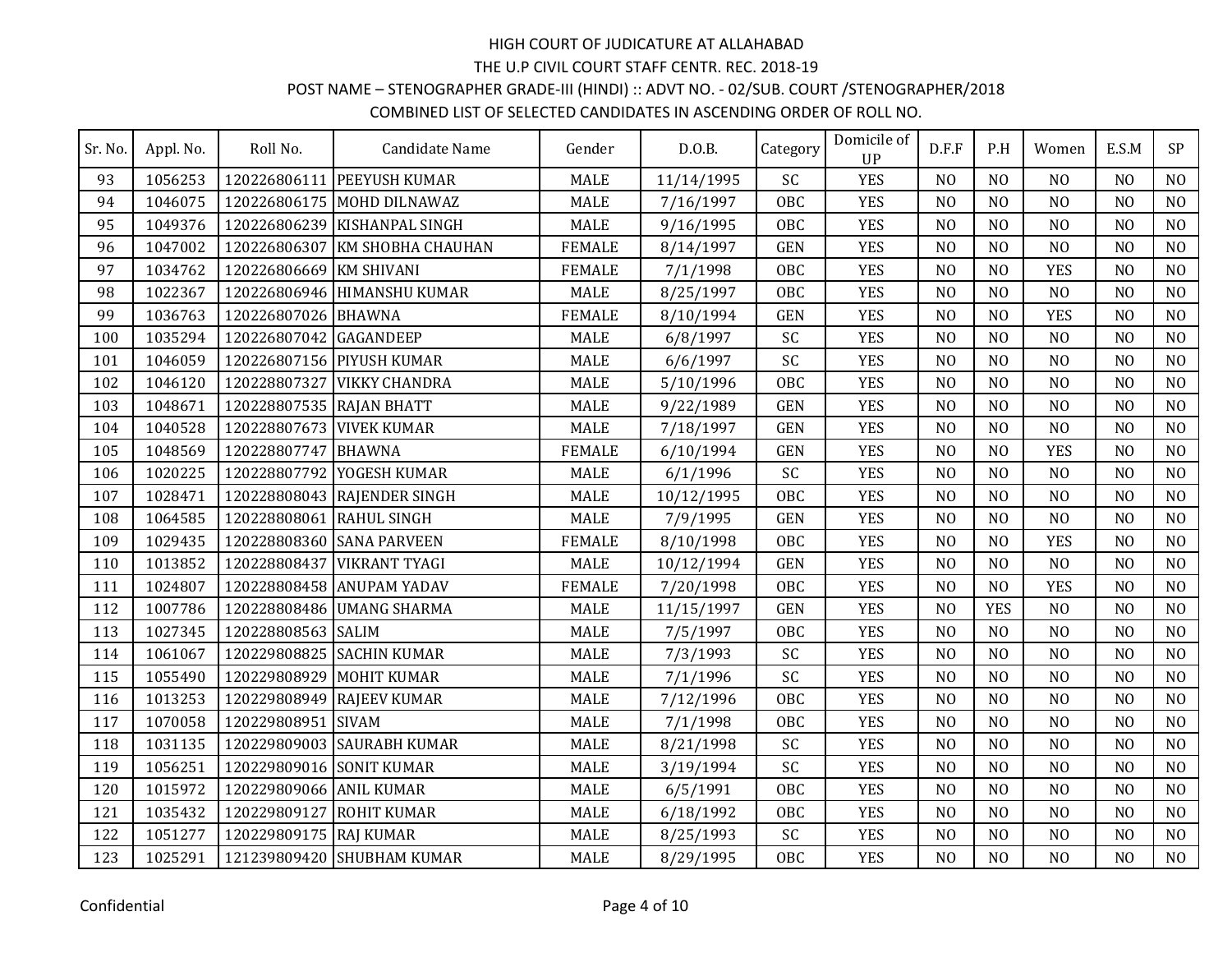HIGH COURT OF JUDICATURE AT ALLAHABAD

THE U.P CIVIL COURT STAFF CENTR. REC. 2018-19

POST NAME – STENOGRAPHER GRADE-III (HINDI) :: ADVT NO. - 02/SUB. COURT /STENOGRAPHER/2018

COMBINED LIST OF SELECTED CANDIDATES IN ASCENDING ORDER OF ROLL NO.

| Sr. No. | Appl. No. | Roll No. | Candidate Name | Gender | D.O.B. | Category | Domicile of UP | D.F.F | P.H | Women | E.S.M | SP |
|---|---|---|---|---|---|---|---|---|---|---|---|---|
| 93 | 1056253 | 120226806111 | PEEYUSH KUMAR | MALE | 11/14/1995 | SC | YES | NO | NO | NO | NO | NO |
| 94 | 1046075 | 120226806175 | MOHD DILNAWAZ | MALE | 7/16/1997 | OBC | YES | NO | NO | NO | NO | NO |
| 95 | 1049376 | 120226806239 | KISHANPAL SINGH | MALE | 9/16/1995 | OBC | YES | NO | NO | NO | NO | NO |
| 96 | 1047002 | 120226806307 | KM SHOBHA CHAUHAN | FEMALE | 8/14/1997 | GEN | YES | NO | NO | NO | NO | NO |
| 97 | 1034762 | 120226806669 | KM SHIVANI | FEMALE | 7/1/1998 | OBC | YES | NO | NO | YES | NO | NO |
| 98 | 1022367 | 120226806946 | HIMANSHU KUMAR | MALE | 8/25/1997 | OBC | YES | NO | NO | NO | NO | NO |
| 99 | 1036763 | 120226807026 | BHAWNA | FEMALE | 8/10/1994 | GEN | YES | NO | NO | YES | NO | NO |
| 100 | 1035294 | 120226807042 | GAGANDEEP | MALE | 6/8/1997 | SC | YES | NO | NO | NO | NO | NO |
| 101 | 1046059 | 120226807156 | PIYUSH KUMAR | MALE | 6/6/1997 | SC | YES | NO | NO | NO | NO | NO |
| 102 | 1046120 | 120228807327 | VIKKY CHANDRA | MALE | 5/10/1996 | OBC | YES | NO | NO | NO | NO | NO |
| 103 | 1048671 | 120228807535 | RAJAN BHATT | MALE | 9/22/1989 | GEN | YES | NO | NO | NO | NO | NO |
| 104 | 1040528 | 120228807673 | VIVEK KUMAR | MALE | 7/18/1997 | GEN | YES | NO | NO | NO | NO | NO |
| 105 | 1048569 | 120228807747 | BHAWNA | FEMALE | 6/10/1994 | GEN | YES | NO | NO | YES | NO | NO |
| 106 | 1020225 | 120228807792 | YOGESH KUMAR | MALE | 6/1/1996 | SC | YES | NO | NO | NO | NO | NO |
| 107 | 1028471 | 120228808043 | RAJENDER SINGH | MALE | 10/12/1995 | OBC | YES | NO | NO | NO | NO | NO |
| 108 | 1064585 | 120228808061 | RAHUL SINGH | MALE | 7/9/1995 | GEN | YES | NO | NO | NO | NO | NO |
| 109 | 1029435 | 120228808360 | SANA PARVEEN | FEMALE | 8/10/1998 | OBC | YES | NO | NO | YES | NO | NO |
| 110 | 1013852 | 120228808437 | VIKRANT TYAGI | MALE | 10/12/1994 | GEN | YES | NO | NO | NO | NO | NO |
| 111 | 1024807 | 120228808458 | ANUPAM YADAV | FEMALE | 7/20/1998 | OBC | YES | NO | NO | YES | NO | NO |
| 112 | 1007786 | 120228808486 | UMANG SHARMA | MALE | 11/15/1997 | GEN | YES | NO | YES | NO | NO | NO |
| 113 | 1027345 | 120228808563 | SALIM | MALE | 7/5/1997 | OBC | YES | NO | NO | NO | NO | NO |
| 114 | 1061067 | 120229808825 | SACHIN KUMAR | MALE | 7/3/1993 | SC | YES | NO | NO | NO | NO | NO |
| 115 | 1055490 | 120229808929 | MOHIT KUMAR | MALE | 7/1/1996 | SC | YES | NO | NO | NO | NO | NO |
| 116 | 1013253 | 120229808949 | RAJEEV KUMAR | MALE | 7/12/1996 | OBC | YES | NO | NO | NO | NO | NO |
| 117 | 1070058 | 120229808951 | SIVAM | MALE | 7/1/1998 | OBC | YES | NO | NO | NO | NO | NO |
| 118 | 1031135 | 120229809003 | SAURABH KUMAR | MALE | 8/21/1998 | SC | YES | NO | NO | NO | NO | NO |
| 119 | 1056251 | 120229809016 | SONIT KUMAR | MALE | 3/19/1994 | SC | YES | NO | NO | NO | NO | NO |
| 120 | 1015972 | 120229809066 | ANIL KUMAR | MALE | 6/5/1991 | OBC | YES | NO | NO | NO | NO | NO |
| 121 | 1035432 | 120229809127 | ROHIT KUMAR | MALE | 6/18/1992 | OBC | YES | NO | NO | NO | NO | NO |
| 122 | 1051277 | 120229809175 | RAJ KUMAR | MALE | 8/25/1993 | SC | YES | NO | NO | NO | NO | NO |
| 123 | 1025291 | 121239809420 | SHUBHAM KUMAR | MALE | 8/29/1995 | OBC | YES | NO | NO | NO | NO | NO |

Confidential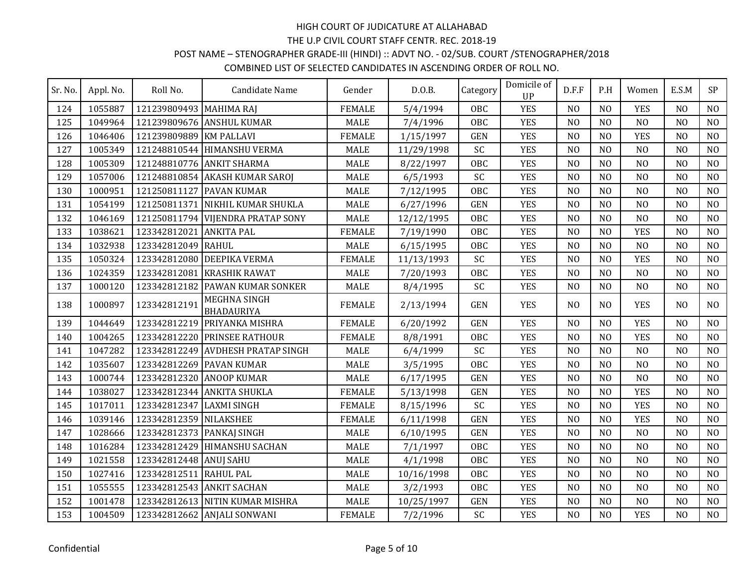HIGH COURT OF JUDICATURE AT ALLAHABAD

THE U.P CIVIL COURT STAFF CENTR. REC. 2018-19

POST NAME – STENOGRAPHER GRADE-III (HINDI) :: ADVT NO. - 02/SUB. COURT /STENOGRAPHER/2018

COMBINED LIST OF SELECTED CANDIDATES IN ASCENDING ORDER OF ROLL NO.

| Sr. No. | Appl. No. | Roll No. | Candidate Name | Gender | D.O.B. | Category | Domicile of UP | D.F.F | P.H | Women | E.S.M | SP |
|---|---|---|---|---|---|---|---|---|---|---|---|---|
| 124 | 1055887 | 121239809493 | MAHIMA RAJ | FEMALE | 5/4/1994 | OBC | YES | NO | NO | YES | NO | NO |
| 125 | 1049964 | 121239809676 | ANSHUL KUMAR | MALE | 7/4/1996 | OBC | YES | NO | NO | NO | NO | NO |
| 126 | 1046406 | 121239809889 | KM PALLAVI | FEMALE | 1/15/1997 | GEN | YES | NO | NO | YES | NO | NO |
| 127 | 1005349 | 121248810544 | HIMANSHU VERMA | MALE | 11/29/1998 | SC | YES | NO | NO | NO | NO | NO |
| 128 | 1005309 | 121248810776 | ANKIT SHARMA | MALE | 8/22/1997 | OBC | YES | NO | NO | NO | NO | NO |
| 129 | 1057006 | 121248810854 | AKASH KUMAR SAROJ | MALE | 6/5/1993 | SC | YES | NO | NO | NO | NO | NO |
| 130 | 1000951 | 121250811127 | PAVAN KUMAR | MALE | 7/12/1995 | OBC | YES | NO | NO | NO | NO | NO |
| 131 | 1054199 | 121250811371 | NIKHIL KUMAR SHUKLA | MALE | 6/27/1996 | GEN | YES | NO | NO | NO | NO | NO |
| 132 | 1046169 | 121250811794 | VIJENDRA PRATAP SONY | MALE | 12/12/1995 | OBC | YES | NO | NO | NO | NO | NO |
| 133 | 1038621 | 123342812021 | ANKITA PAL | FEMALE | 7/19/1990 | OBC | YES | NO | NO | YES | NO | NO |
| 134 | 1032938 | 123342812049 | RAHUL | MALE | 6/15/1995 | OBC | YES | NO | NO | NO | NO | NO |
| 135 | 1050324 | 123342812080 | DEEPIKA VERMA | FEMALE | 11/13/1993 | SC | YES | NO | NO | YES | NO | NO |
| 136 | 1024359 | 123342812081 | KRASHIK RAWAT | MALE | 7/20/1993 | OBC | YES | NO | NO | NO | NO | NO |
| 137 | 1000120 | 123342812182 | PAWAN KUMAR SONKER | MALE | 8/4/1995 | SC | YES | NO | NO | NO | NO | NO |
| 138 | 1000897 | 123342812191 | MEGHNA SINGH BHADAURIYA | FEMALE | 2/13/1994 | GEN | YES | NO | NO | YES | NO | NO |
| 139 | 1044649 | 123342812219 | PRIYANKA MISHRA | FEMALE | 6/20/1992 | GEN | YES | NO | NO | YES | NO | NO |
| 140 | 1004265 | 123342812220 | PRINSEE RATHOUR | FEMALE | 8/8/1991 | OBC | YES | NO | NO | YES | NO | NO |
| 141 | 1047282 | 123342812249 | AVDHESH PRATAP SINGH | MALE | 6/4/1999 | SC | YES | NO | NO | NO | NO | NO |
| 142 | 1035607 | 123342812269 | PAVAN KUMAR | MALE | 3/5/1995 | OBC | YES | NO | NO | NO | NO | NO |
| 143 | 1000744 | 123342812320 | ANOOP KUMAR | MALE | 6/17/1995 | GEN | YES | NO | NO | NO | NO | NO |
| 144 | 1038027 | 123342812344 | ANKITA SHUKLA | FEMALE | 5/13/1998 | GEN | YES | NO | NO | YES | NO | NO |
| 145 | 1017011 | 123342812347 | LAXMI SINGH | FEMALE | 8/15/1996 | SC | YES | NO | NO | YES | NO | NO |
| 146 | 1039146 | 123342812359 | NILAKSHEE | FEMALE | 6/11/1998 | GEN | YES | NO | NO | YES | NO | NO |
| 147 | 1028666 | 123342812373 | PANKAJ SINGH | MALE | 6/10/1995 | GEN | YES | NO | NO | NO | NO | NO |
| 148 | 1016284 | 123342812429 | HIMANSHU SACHAN | MALE | 7/1/1997 | OBC | YES | NO | NO | NO | NO | NO |
| 149 | 1021558 | 123342812448 | ANUJ SAHU | MALE | 4/1/1998 | OBC | YES | NO | NO | NO | NO | NO |
| 150 | 1027416 | 123342812511 | RAHUL PAL | MALE | 10/16/1998 | OBC | YES | NO | NO | NO | NO | NO |
| 151 | 1055555 | 123342812543 | ANKIT SACHAN | MALE | 3/2/1993 | OBC | YES | NO | NO | NO | NO | NO |
| 152 | 1001478 | 123342812613 | NITIN KUMAR MISHRA | MALE | 10/25/1997 | GEN | YES | NO | NO | NO | NO | NO |
| 153 | 1004509 | 123342812662 | ANJALI SONWANI | FEMALE | 7/2/1996 | SC | YES | NO | NO | YES | NO | NO |

Confidential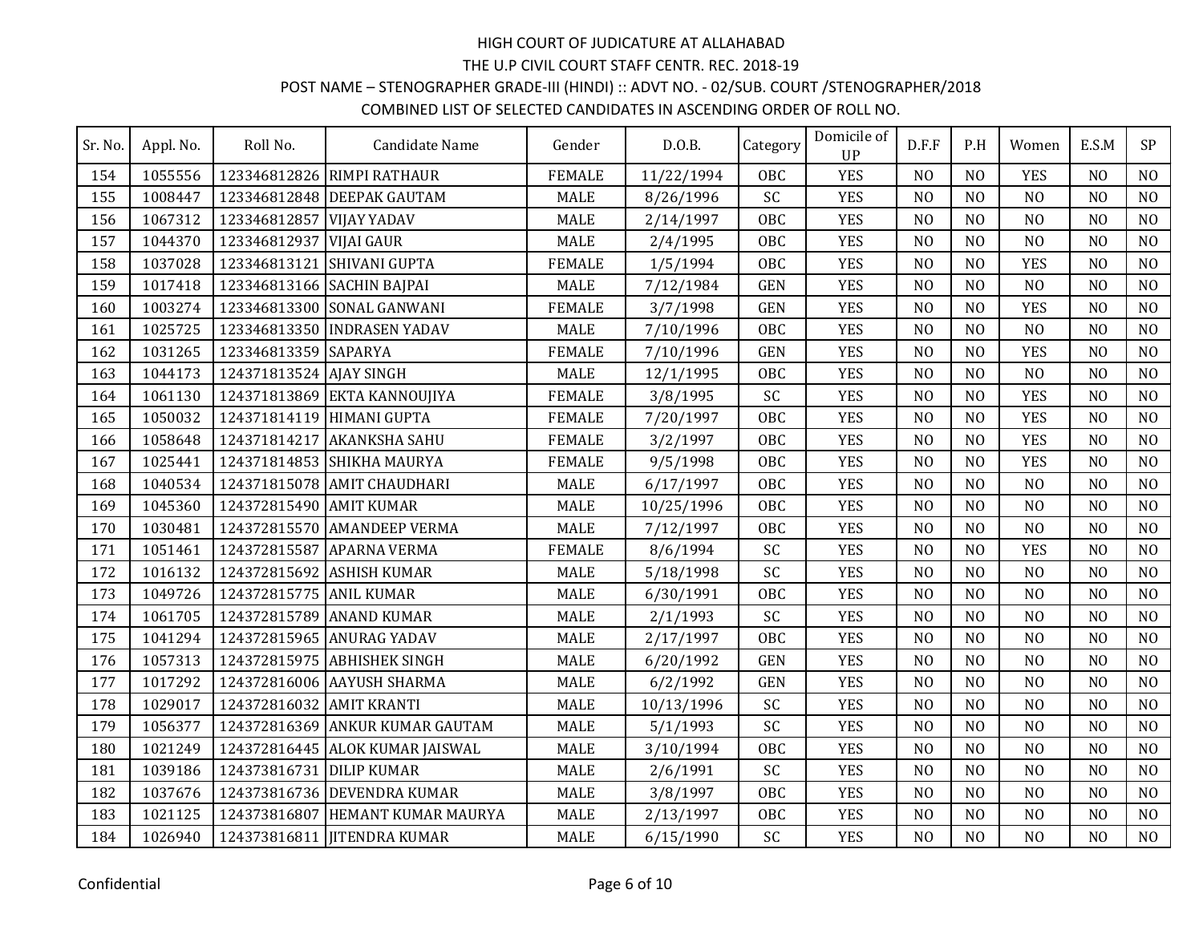# HIGH COURT OF JUDICATURE AT ALLAHABAD

## THE U.P CIVIL COURT STAFF CENTR. REC. 2018-19

### POST NAME – STENOGRAPHER GRADE-III (HINDI) :: ADVT NO. - 02/SUB. COURT /STENOGRAPHER/2018

### COMBINED LIST OF SELECTED CANDIDATES IN ASCENDING ORDER OF ROLL NO.

| Sr. No. | Appl. No. | Roll No. | Candidate Name | Gender | D.O.B. | Category | Domicile of UP | D.F.F | P.H | Women | E.S.M | SP |
|---|---|---|---|---|---|---|---|---|---|---|---|---|
| 154 | 1055556 | 123346812826 | RIMPI RATHAUR | FEMALE | 11/22/1994 | OBC | YES | NO | NO | YES | NO | NO |
| 155 | 1008447 | 123346812848 | DEEPAK GAUTAM | MALE | 8/26/1996 | SC | YES | NO | NO | NO | NO | NO |
| 156 | 1067312 | 123346812857 | VIJAY YADAV | MALE | 2/14/1997 | OBC | YES | NO | NO | NO | NO | NO |
| 157 | 1044370 | 123346812937 | VIJAI GAUR | MALE | 2/4/1995 | OBC | YES | NO | NO | NO | NO | NO |
| 158 | 1037028 | 123346813121 | SHIVANI GUPTA | FEMALE | 1/5/1994 | OBC | YES | NO | NO | YES | NO | NO |
| 159 | 1017418 | 123346813166 | SACHIN BAJPAI | MALE | 7/12/1984 | GEN | YES | NO | NO | NO | NO | NO |
| 160 | 1003274 | 123346813300 | SONAL GANWANI | FEMALE | 3/7/1998 | GEN | YES | NO | NO | YES | NO | NO |
| 161 | 1025725 | 123346813350 | INDRASEN YADAV | MALE | 7/10/1996 | OBC | YES | NO | NO | NO | NO | NO |
| 162 | 1031265 | 123346813359 | SAPARYA | FEMALE | 7/10/1996 | GEN | YES | NO | NO | YES | NO | NO |
| 163 | 1044173 | 124371813524 | AJAY SINGH | MALE | 12/1/1995 | OBC | YES | NO | NO | NO | NO | NO |
| 164 | 1061130 | 124371813869 | EKTA KANNOUJIYA | FEMALE | 3/8/1995 | SC | YES | NO | NO | YES | NO | NO |
| 165 | 1050032 | 124371814119 | HIMANI GUPTA | FEMALE | 7/20/1997 | OBC | YES | NO | NO | YES | NO | NO |
| 166 | 1058648 | 124371814217 | AKANKSHA SAHU | FEMALE | 3/2/1997 | OBC | YES | NO | NO | YES | NO | NO |
| 167 | 1025441 | 124371814853 | SHIKHA MAURYA | FEMALE | 9/5/1998 | OBC | YES | NO | NO | YES | NO | NO |
| 168 | 1040534 | 124371815078 | AMIT CHAUDHARI | MALE | 6/17/1997 | OBC | YES | NO | NO | NO | NO | NO |
| 169 | 1045360 | 124372815490 | AMIT KUMAR | MALE | 10/25/1996 | OBC | YES | NO | NO | NO | NO | NO |
| 170 | 1030481 | 124372815570 | AMANDEEP VERMA | MALE | 7/12/1997 | OBC | YES | NO | NO | NO | NO | NO |
| 171 | 1051461 | 124372815587 | APARNA VERMA | FEMALE | 8/6/1994 | SC | YES | NO | NO | YES | NO | NO |
| 172 | 1016132 | 124372815692 | ASHISH KUMAR | MALE | 5/18/1998 | SC | YES | NO | NO | NO | NO | NO |
| 173 | 1049726 | 124372815775 | ANIL KUMAR | MALE | 6/30/1991 | OBC | YES | NO | NO | NO | NO | NO |
| 174 | 1061705 | 124372815789 | ANAND KUMAR | MALE | 2/1/1993 | SC | YES | NO | NO | NO | NO | NO |
| 175 | 1041294 | 124372815965 | ANURAG YADAV | MALE | 2/17/1997 | OBC | YES | NO | NO | NO | NO | NO |
| 176 | 1057313 | 124372815975 | ABHISHEK SINGH | MALE | 6/20/1992 | GEN | YES | NO | NO | NO | NO | NO |
| 177 | 1017292 | 124372816006 | AAYUSH SHARMA | MALE | 6/2/1992 | GEN | YES | NO | NO | NO | NO | NO |
| 178 | 1029017 | 124372816032 | AMIT KRANTI | MALE | 10/13/1996 | SC | YES | NO | NO | NO | NO | NO |
| 179 | 1056377 | 124372816369 | ANKUR KUMAR GAUTAM | MALE | 5/1/1993 | SC | YES | NO | NO | NO | NO | NO |
| 180 | 1021249 | 124372816445 | ALOK KUMAR JAISWAL | MALE | 3/10/1994 | OBC | YES | NO | NO | NO | NO | NO |
| 181 | 1039186 | 124373816731 | DILIP KUMAR | MALE | 2/6/1991 | SC | YES | NO | NO | NO | NO | NO |
| 182 | 1037676 | 124373816736 | DEVENDRA KUMAR | MALE | 3/8/1997 | OBC | YES | NO | NO | NO | NO | NO |
| 183 | 1021125 | 124373816807 | HEMANT KUMAR MAURYA | MALE | 2/13/1997 | OBC | YES | NO | NO | NO | NO | NO |
| 184 | 1026940 | 124373816811 | JITENDRA KUMAR | MALE | 6/15/1990 | SC | YES | NO | NO | NO | NO | NO |

Confidential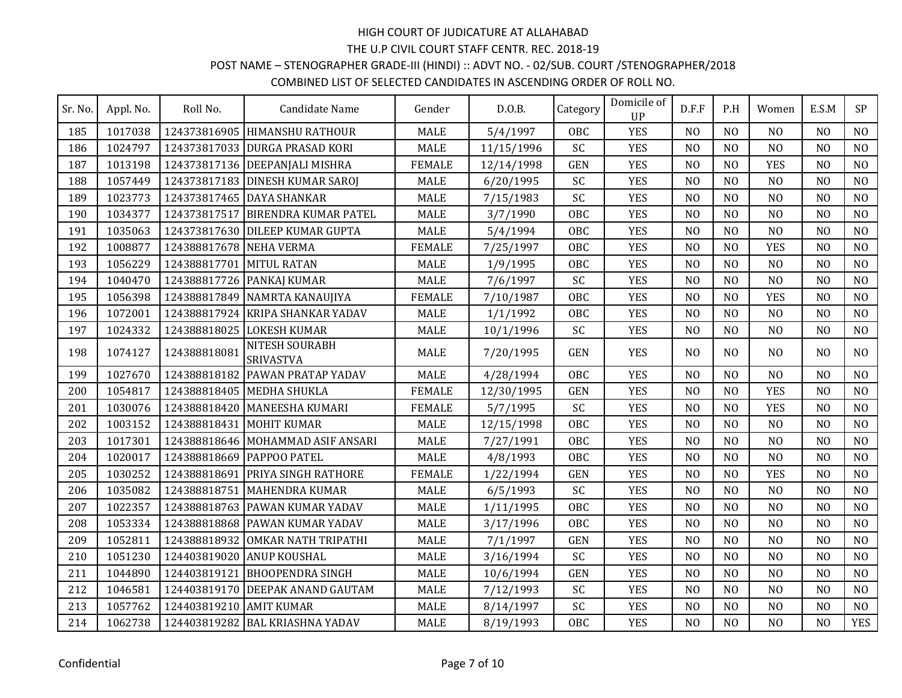HIGH COURT OF JUDICATURE AT ALLAHABAD

THE U.P CIVIL COURT STAFF CENTR. REC. 2018-19

POST NAME – STENOGRAPHER GRADE-III (HINDI) :: ADVT NO. - 02/SUB. COURT /STENOGRAPHER/2018

COMBINED LIST OF SELECTED CANDIDATES IN ASCENDING ORDER OF ROLL NO.

| Sr. No. | Appl. No. | Roll No. | Candidate Name | Gender | D.O.B. | Category | Domicile of UP | D.F.F | P.H | Women | E.S.M | SP |
|---|---|---|---|---|---|---|---|---|---|---|---|---|
| 185 | 1017038 | 124373816905 | HIMANSHU RATHOUR | MALE | 5/4/1997 | OBC | YES | NO | NO | NO | NO | NO |
| 186 | 1024797 | 124373817033 | DURGA PRASAD KORI | MALE | 11/15/1996 | SC | YES | NO | NO | NO | NO | NO |
| 187 | 1013198 | 124373817136 | DEEPANJALI MISHRA | FEMALE | 12/14/1998 | GEN | YES | NO | NO | YES | NO | NO |
| 188 | 1057449 | 124373817183 | DINESH KUMAR SAROJ | MALE | 6/20/1995 | SC | YES | NO | NO | NO | NO | NO |
| 189 | 1023773 | 124373817465 | DAYA SHANKAR | MALE | 7/15/1983 | SC | YES | NO | NO | NO | NO | NO |
| 190 | 1034377 | 124373817517 | BIRENDRA KUMAR PATEL | MALE | 3/7/1990 | OBC | YES | NO | NO | NO | NO | NO |
| 191 | 1035063 | 124373817630 | DILEEP KUMAR GUPTA | MALE | 5/4/1994 | OBC | YES | NO | NO | NO | NO | NO |
| 192 | 1008877 | 124388817678 | NEHA VERMA | FEMALE | 7/25/1997 | OBC | YES | NO | NO | YES | NO | NO |
| 193 | 1056229 | 124388817701 | MITUL RATAN | MALE | 1/9/1995 | OBC | YES | NO | NO | NO | NO | NO |
| 194 | 1040470 | 124388817726 | PANKAJ KUMAR | MALE | 7/6/1997 | SC | YES | NO | NO | NO | NO | NO |
| 195 | 1056398 | 124388817849 | NAMRTA KANAUJIYA | FEMALE | 7/10/1987 | OBC | YES | NO | NO | YES | NO | NO |
| 196 | 1072001 | 124388817924 | KRIPA SHANKAR YADAV | MALE | 1/1/1992 | OBC | YES | NO | NO | NO | NO | NO |
| 197 | 1024332 | 124388818025 | LOKESH KUMAR | MALE | 10/1/1996 | SC | YES | NO | NO | NO | NO | NO |
| 198 | 1074127 | 124388818081 | NITESH SOURABH SRIVASTVA | MALE | 7/20/1995 | GEN | YES | NO | NO | NO | NO | NO |
| 199 | 1027670 | 124388818182 | PAWAN PRATAP YADAV | MALE | 4/28/1994 | OBC | YES | NO | NO | NO | NO | NO |
| 200 | 1054817 | 124388818405 | MEDHA SHUKLA | FEMALE | 12/30/1995 | GEN | YES | NO | NO | YES | NO | NO |
| 201 | 1030076 | 124388818420 | MANEESHA KUMARI | FEMALE | 5/7/1995 | SC | YES | NO | NO | YES | NO | NO |
| 202 | 1003152 | 124388818431 | MOHIT KUMAR | MALE | 12/15/1998 | OBC | YES | NO | NO | NO | NO | NO |
| 203 | 1017301 | 124388818646 | MOHAMMAD ASIF ANSARI | MALE | 7/27/1991 | OBC | YES | NO | NO | NO | NO | NO |
| 204 | 1020017 | 124388818669 | PAPPOO PATEL | MALE | 4/8/1993 | OBC | YES | NO | NO | NO | NO | NO |
| 205 | 1030252 | 124388818691 | PRIYA SINGH RATHORE | FEMALE | 1/22/1994 | GEN | YES | NO | NO | YES | NO | NO |
| 206 | 1035082 | 124388818751 | MAHENDRA KUMAR | MALE | 6/5/1993 | SC | YES | NO | NO | NO | NO | NO |
| 207 | 1022357 | 124388818763 | PAWAN KUMAR YADAV | MALE | 1/11/1995 | OBC | YES | NO | NO | NO | NO | NO |
| 208 | 1053334 | 124388818868 | PAWAN KUMAR YADAV | MALE | 3/17/1996 | OBC | YES | NO | NO | NO | NO | NO |
| 209 | 1052811 | 124388818932 | OMKAR NATH TRIPATHI | MALE | 7/1/1997 | GEN | YES | NO | NO | NO | NO | NO |
| 210 | 1051230 | 124403819020 | ANUP KOUSHAL | MALE | 3/16/1994 | SC | YES | NO | NO | NO | NO | NO |
| 211 | 1044890 | 124403819121 | BHOOPENDRA SINGH | MALE | 10/6/1994 | GEN | YES | NO | NO | NO | NO | NO |
| 212 | 1046581 | 124403819170 | DEEPAK ANAND GAUTAM | MALE | 7/12/1993 | SC | YES | NO | NO | NO | NO | NO |
| 213 | 1057762 | 124403819210 | AMIT KUMAR | MALE | 8/14/1997 | SC | YES | NO | NO | NO | NO | NO |
| 214 | 1062738 | 124403819282 | BAL KRIASHNA YADAV | MALE | 8/19/1993 | OBC | YES | NO | NO | NO | NO | YES |

Confidential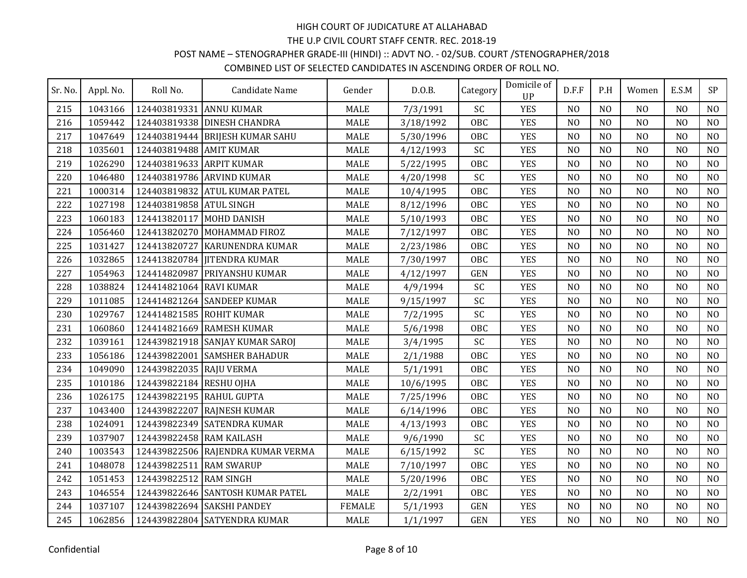HIGH COURT OF JUDICATURE AT ALLAHABAD

THE U.P CIVIL COURT STAFF CENTR. REC. 2018-19

POST NAME – STENOGRAPHER GRADE-III (HINDI) :: ADVT NO. - 02/SUB. COURT /STENOGRAPHER/2018

COMBINED LIST OF SELECTED CANDIDATES IN ASCENDING ORDER OF ROLL NO.

| Sr. No. | Appl. No. | Roll No. | Candidate Name | Gender | D.O.B. | Category | Domicile of UP | D.F.F | P.H | Women | E.S.M | SP |
|---|---|---|---|---|---|---|---|---|---|---|---|---|
| 215 | 1043166 | 124403819331 | ANNU KUMAR | MALE | 7/3/1991 | SC | YES | NO | NO | NO | NO | NO |
| 216 | 1059442 | 124403819338 | DINESH CHANDRA | MALE | 3/18/1992 | OBC | YES | NO | NO | NO | NO | NO |
| 217 | 1047649 | 124403819444 | BRIJESH KUMAR SAHU | MALE | 5/30/1996 | OBC | YES | NO | NO | NO | NO | NO |
| 218 | 1035601 | 124403819488 | AMIT KUMAR | MALE | 4/12/1993 | SC | YES | NO | NO | NO | NO | NO |
| 219 | 1026290 | 124403819633 | ARPIT KUMAR | MALE | 5/22/1995 | OBC | YES | NO | NO | NO | NO | NO |
| 220 | 1046480 | 124403819786 | ARVIND KUMAR | MALE | 4/20/1998 | SC | YES | NO | NO | NO | NO | NO |
| 221 | 1000314 | 124403819832 | ATUL KUMAR PATEL | MALE | 10/4/1995 | OBC | YES | NO | NO | NO | NO | NO |
| 222 | 1027198 | 124403819858 | ATUL SINGH | MALE | 8/12/1996 | OBC | YES | NO | NO | NO | NO | NO |
| 223 | 1060183 | 124413820117 | MOHD DANISH | MALE | 5/10/1993 | OBC | YES | NO | NO | NO | NO | NO |
| 224 | 1056460 | 124413820270 | MOHAMMAD FIROZ | MALE | 7/12/1997 | OBC | YES | NO | NO | NO | NO | NO |
| 225 | 1031427 | 124413820727 | KARUNENDRA KUMAR | MALE | 2/23/1986 | OBC | YES | NO | NO | NO | NO | NO |
| 226 | 1032865 | 124413820784 | JITENDRA KUMAR | MALE | 7/30/1997 | OBC | YES | NO | NO | NO | NO | NO |
| 227 | 1054963 | 124414820987 | PRIYANSHU KUMAR | MALE | 4/12/1997 | GEN | YES | NO | NO | NO | NO | NO |
| 228 | 1038824 | 124414821064 | RAVI KUMAR | MALE | 4/9/1994 | SC | YES | NO | NO | NO | NO | NO |
| 229 | 1011085 | 124414821264 | SANDEEP KUMAR | MALE | 9/15/1997 | SC | YES | NO | NO | NO | NO | NO |
| 230 | 1029767 | 124414821585 | ROHIT KUMAR | MALE | 7/2/1995 | SC | YES | NO | NO | NO | NO | NO |
| 231 | 1060860 | 124414821669 | RAMESH KUMAR | MALE | 5/6/1998 | OBC | YES | NO | NO | NO | NO | NO |
| 232 | 1039161 | 124439821918 | SANJAY KUMAR SAROJ | MALE | 3/4/1995 | SC | YES | NO | NO | NO | NO | NO |
| 233 | 1056186 | 124439822001 | SAMSHER BAHADUR | MALE | 2/1/1988 | OBC | YES | NO | NO | NO | NO | NO |
| 234 | 1049090 | 124439822035 | RAJU VERMA | MALE | 5/1/1991 | OBC | YES | NO | NO | NO | NO | NO |
| 235 | 1010186 | 124439822184 | RESHU OJHA | MALE | 10/6/1995 | OBC | YES | NO | NO | NO | NO | NO |
| 236 | 1026175 | 124439822195 | RAHUL GUPTA | MALE | 7/25/1996 | OBC | YES | NO | NO | NO | NO | NO |
| 237 | 1043400 | 124439822207 | RAJNESH KUMAR | MALE | 6/14/1996 | OBC | YES | NO | NO | NO | NO | NO |
| 238 | 1024091 | 124439822349 | SATENDRA KUMAR | MALE | 4/13/1993 | OBC | YES | NO | NO | NO | NO | NO |
| 239 | 1037907 | 124439822458 | RAM KAILASH | MALE | 9/6/1990 | SC | YES | NO | NO | NO | NO | NO |
| 240 | 1003543 | 124439822506 | RAJENDRA KUMAR VERMA | MALE | 6/15/1992 | SC | YES | NO | NO | NO | NO | NO |
| 241 | 1048078 | 124439822511 | RAM SWARUP | MALE | 7/10/1997 | OBC | YES | NO | NO | NO | NO | NO |
| 242 | 1051453 | 124439822512 | RAM SINGH | MALE | 5/20/1996 | OBC | YES | NO | NO | NO | NO | NO |
| 243 | 1046554 | 124439822646 | SANTOSH KUMAR PATEL | MALE | 2/2/1991 | OBC | YES | NO | NO | NO | NO | NO |
| 244 | 1037107 | 124439822694 | SAKSHI PANDEY | FEMALE | 5/1/1993 | GEN | YES | NO | NO | NO | NO | NO |
| 245 | 1062856 | 124439822804 | SATYENDRA KUMAR | MALE | 1/1/1997 | GEN | YES | NO | NO | NO | NO | NO |

Confidential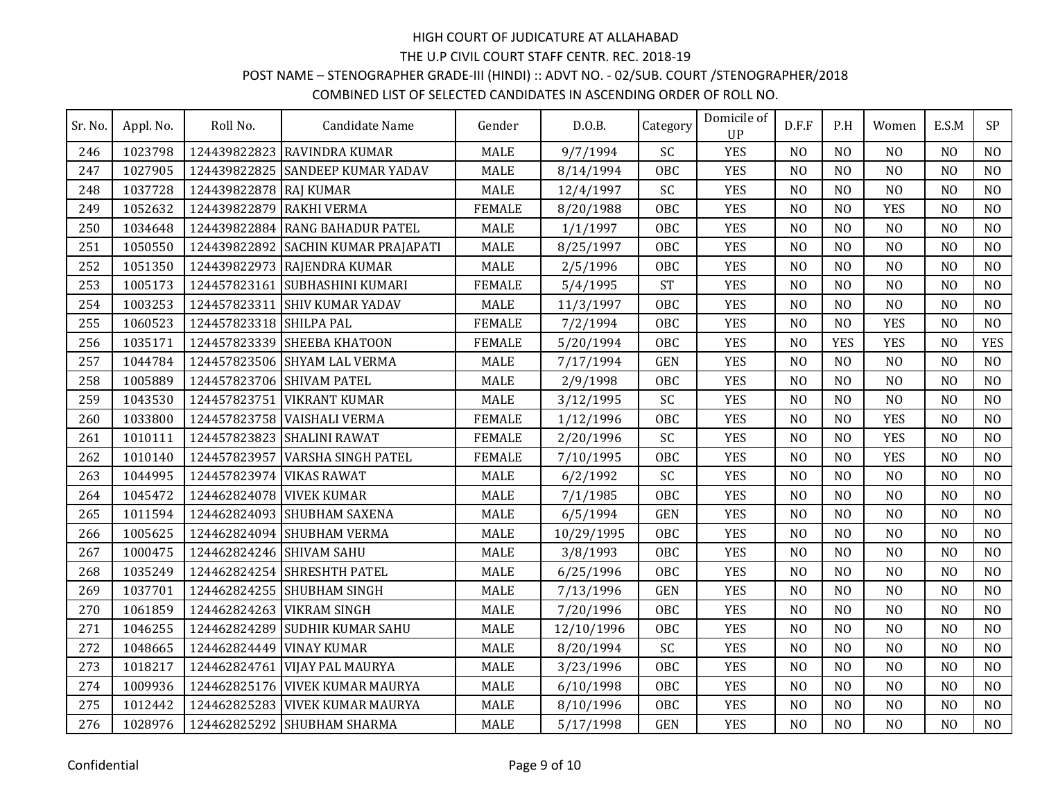HIGH COURT OF JUDICATURE AT ALLAHABAD

THE U.P CIVIL COURT STAFF CENTR. REC. 2018-19

POST NAME – STENOGRAPHER GRADE-III (HINDI) :: ADVT NO. - 02/SUB. COURT /STENOGRAPHER/2018

COMBINED LIST OF SELECTED CANDIDATES IN ASCENDING ORDER OF ROLL NO.

| Sr. No. | Appl. No. | Roll No. | Candidate Name | Gender | D.O.B. | Category | Domicile of UP | D.F.F | P.H | Women | E.S.M | SP |
|---|---|---|---|---|---|---|---|---|---|---|---|---|
| 246 | 1023798 | 124439822823 | RAVINDRA KUMAR | MALE | 9/7/1994 | SC | YES | NO | NO | NO | NO | NO |
| 247 | 1027905 | 124439822825 | SANDEEP KUMAR YADAV | MALE | 8/14/1994 | OBC | YES | NO | NO | NO | NO | NO |
| 248 | 1037728 | 124439822878 | RAJ KUMAR | MALE | 12/4/1997 | SC | YES | NO | NO | NO | NO | NO |
| 249 | 1052632 | 124439822879 | RAKHI VERMA | FEMALE | 8/20/1988 | OBC | YES | NO | NO | YES | NO | NO |
| 250 | 1034648 | 124439822884 | RANG BAHADUR PATEL | MALE | 1/1/1997 | OBC | YES | NO | NO | NO | NO | NO |
| 251 | 1050550 | 124439822892 | SACHIN KUMAR PRAJAPATI | MALE | 8/25/1997 | OBC | YES | NO | NO | NO | NO | NO |
| 252 | 1051350 | 124439822973 | RAJENDRA KUMAR | MALE | 2/5/1996 | OBC | YES | NO | NO | NO | NO | NO |
| 253 | 1005173 | 124457823161 | SUBHASHINI KUMARI | FEMALE | 5/4/1995 | ST | YES | NO | NO | NO | NO | NO |
| 254 | 1003253 | 124457823311 | SHIV KUMAR YADAV | MALE | 11/3/1997 | OBC | YES | NO | NO | NO | NO | NO |
| 255 | 1060523 | 124457823318 | SHILPA PAL | FEMALE | 7/2/1994 | OBC | YES | NO | NO | YES | NO | NO |
| 256 | 1035171 | 124457823339 | SHEEBA KHATOON | FEMALE | 5/20/1994 | OBC | YES | NO | YES | YES | NO | YES |
| 257 | 1044784 | 124457823506 | SHYAM LAL VERMA | MALE | 7/17/1994 | GEN | YES | NO | NO | NO | NO | NO |
| 258 | 1005889 | 124457823706 | SHIVAM PATEL | MALE | 2/9/1998 | OBC | YES | NO | NO | NO | NO | NO |
| 259 | 1043530 | 124457823751 | VIKRANT KUMAR | MALE | 3/12/1995 | SC | YES | NO | NO | NO | NO | NO |
| 260 | 1033800 | 124457823758 | VAISHALI VERMA | FEMALE | 1/12/1996 | OBC | YES | NO | NO | YES | NO | NO |
| 261 | 1010111 | 124457823823 | SHALINI RAWAT | FEMALE | 2/20/1996 | SC | YES | NO | NO | YES | NO | NO |
| 262 | 1010140 | 124457823957 | VARSHA SINGH PATEL | FEMALE | 7/10/1995 | OBC | YES | NO | NO | YES | NO | NO |
| 263 | 1044995 | 124457823974 | VIKAS RAWAT | MALE | 6/2/1992 | SC | YES | NO | NO | NO | NO | NO |
| 264 | 1045472 | 124462824078 | VIVEK KUMAR | MALE | 7/1/1985 | OBC | YES | NO | NO | NO | NO | NO |
| 265 | 1011594 | 124462824093 | SHUBHAM SAXENA | MALE | 6/5/1994 | GEN | YES | NO | NO | NO | NO | NO |
| 266 | 1005625 | 124462824094 | SHUBHAM VERMA | MALE | 10/29/1995 | OBC | YES | NO | NO | NO | NO | NO |
| 267 | 1000475 | 124462824246 | SHIVAM SAHU | MALE | 3/8/1993 | OBC | YES | NO | NO | NO | NO | NO |
| 268 | 1035249 | 124462824254 | SHRESHTH PATEL | MALE | 6/25/1996 | OBC | YES | NO | NO | NO | NO | NO |
| 269 | 1037701 | 124462824255 | SHUBHAM SINGH | MALE | 7/13/1996 | GEN | YES | NO | NO | NO | NO | NO |
| 270 | 1061859 | 124462824263 | VIKRAM SINGH | MALE | 7/20/1996 | OBC | YES | NO | NO | NO | NO | NO |
| 271 | 1046255 | 124462824289 | SUDHIR KUMAR SAHU | MALE | 12/10/1996 | OBC | YES | NO | NO | NO | NO | NO |
| 272 | 1048665 | 124462824449 | VINAY KUMAR | MALE | 8/20/1994 | SC | YES | NO | NO | NO | NO | NO |
| 273 | 1018217 | 124462824761 | VIJAY PAL MAURYA | MALE | 3/23/1996 | OBC | YES | NO | NO | NO | NO | NO |
| 274 | 1009936 | 124462825176 | VIVEK KUMAR MAURYA | MALE | 6/10/1998 | OBC | YES | NO | NO | NO | NO | NO |
| 275 | 1012442 | 124462825283 | VIVEK KUMAR MAURYA | MALE | 8/10/1996 | OBC | YES | NO | NO | NO | NO | NO |
| 276 | 1028976 | 124462825292 | SHUBHAM SHARMA | MALE | 5/17/1998 | GEN | YES | NO | NO | NO | NO | NO |

Confidential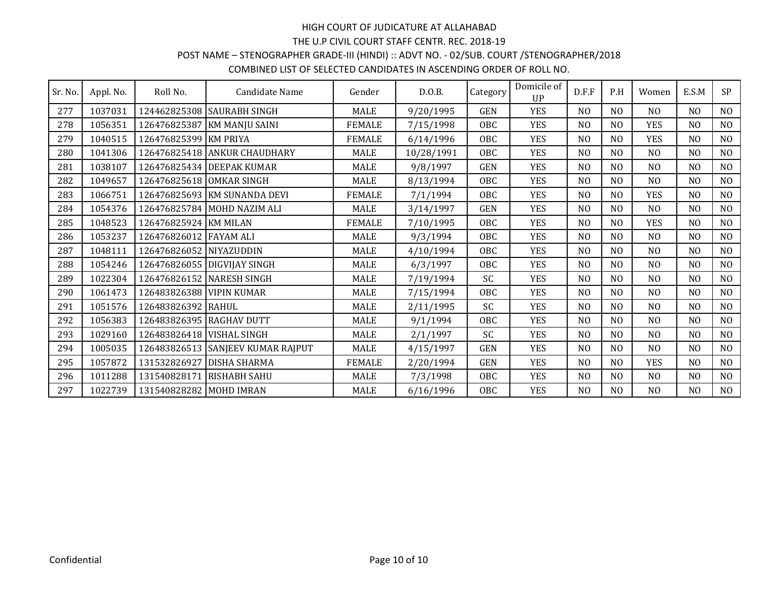HIGH COURT OF JUDICATURE AT ALLAHABAD

THE U.P CIVIL COURT STAFF CENTR. REC. 2018-19

POST NAME – STENOGRAPHER GRADE-III (HINDI) :: ADVT NO. - 02/SUB. COURT /STENOGRAPHER/2018

COMBINED LIST OF SELECTED CANDIDATES IN ASCENDING ORDER OF ROLL NO.

| Sr. No. | Appl. No. | Roll No. | Candidate Name | Gender | D.O.B. | Category | Domicile of UP | D.F.F | P.H | Women | E.S.M | SP |
|---|---|---|---|---|---|---|---|---|---|---|---|---|
| 277 | 1037031 | 124462825308 | SAURABH SINGH | MALE | 9/20/1995 | GEN | YES | NO | NO | NO | NO | NO |
| 278 | 1056351 | 126476825387 | KM MANJU SAINI | FEMALE | 7/15/1998 | OBC | YES | NO | NO | YES | NO | NO |
| 279 | 1040515 | 126476825399 | KM PRIYA | FEMALE | 6/14/1996 | OBC | YES | NO | NO | YES | NO | NO |
| 280 | 1041306 | 126476825418 | ANKUR CHAUDHARY | MALE | 10/28/1991 | OBC | YES | NO | NO | NO | NO | NO |
| 281 | 1038107 | 126476825434 | DEEPAK KUMAR | MALE | 9/8/1997 | GEN | YES | NO | NO | NO | NO | NO |
| 282 | 1049657 | 126476825618 | OMKAR SINGH | MALE | 8/13/1994 | OBC | YES | NO | NO | NO | NO | NO |
| 283 | 1066751 | 126476825693 | KM SUNANDA DEVI | FEMALE | 7/1/1994 | OBC | YES | NO | NO | YES | NO | NO |
| 284 | 1054376 | 126476825784 | MOHD NAZIM ALI | MALE | 3/14/1997 | GEN | YES | NO | NO | NO | NO | NO |
| 285 | 1048523 | 126476825924 | KM MILAN | FEMALE | 7/10/1995 | OBC | YES | NO | NO | YES | NO | NO |
| 286 | 1053237 | 126476826012 | FAYAM ALI | MALE | 9/3/1994 | OBC | YES | NO | NO | NO | NO | NO |
| 287 | 1048111 | 126476826052 | NIYAZUDDIN | MALE | 4/10/1994 | OBC | YES | NO | NO | NO | NO | NO |
| 288 | 1054246 | 126476826055 | DIGVIJAY SINGH | MALE | 6/3/1997 | OBC | YES | NO | NO | NO | NO | NO |
| 289 | 1022304 | 126476826152 | NARESH SINGH | MALE | 7/19/1994 | SC | YES | NO | NO | NO | NO | NO |
| 290 | 1061473 | 126483826388 | VIPIN KUMAR | MALE | 7/15/1994 | OBC | YES | NO | NO | NO | NO | NO |
| 291 | 1051576 | 126483826392 | RAHUL | MALE | 2/11/1995 | SC | YES | NO | NO | NO | NO | NO |
| 292 | 1056383 | 126483826395 | RAGHAV DUTT | MALE | 9/1/1994 | OBC | YES | NO | NO | NO | NO | NO |
| 293 | 1029160 | 126483826418 | VISHAL SINGH | MALE | 2/1/1997 | SC | YES | NO | NO | NO | NO | NO |
| 294 | 1005035 | 126483826513 | SANJEEV KUMAR RAJPUT | MALE | 4/15/1997 | GEN | YES | NO | NO | NO | NO | NO |
| 295 | 1057872 | 131532826927 | DISHA SHARMA | FEMALE | 2/20/1994 | GEN | YES | NO | NO | YES | NO | NO |
| 296 | 1011288 | 131540828171 | RISHABH SAHU | MALE | 7/3/1998 | OBC | YES | NO | NO | NO | NO | NO |
| 297 | 1022739 | 131540828282 | MOHD IMRAN | MALE | 6/16/1996 | OBC | YES | NO | NO | NO | NO | NO |

Confidential